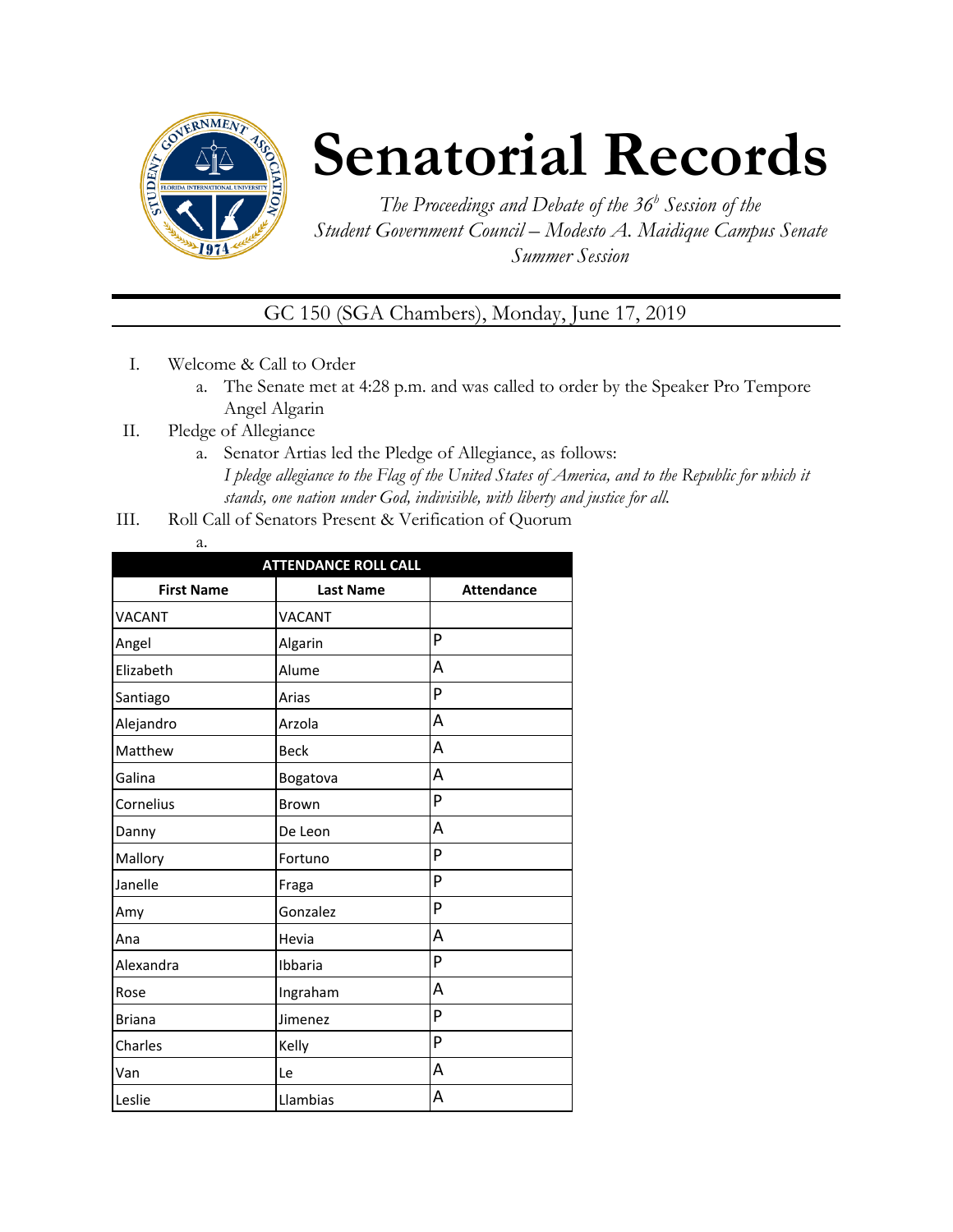# Senatorial Records

*The Proceedings and Debate of the 36[h] Session of the Student Government Council – Modesto A. Maidique Campus Senate Summer Session*

GC 150 (SGA Chambers), Monday, June 17, 2019

I. Welcome & Call to Order
   a. The Senate met at 4:28 p.m. and was called to order by the Speaker Pro Tempore Angel Algarin

II. Pledge of Allegiance
   a. Senator Artias led the Pledge of Allegiance, as follows:
   *I pledge allegiance to the Flag of the United States of America, and to the Republic for which it stands, one nation under God, indivisible, with liberty and justice for all.*

III. Roll Call of Senators Present & Verification of Quorum
   a.

| ATTENDANCE ROLL CALL | | |
|---|---|---|
| **First Name** | **Last Name** | **Attendance** |
| VACANT | VACANT | |
| Angel | Algarin | P |
| Elizabeth | Alume | A |
| Santiago | Arias | P |
| Alejandro | Arzola | A |
| Matthew | Beck | A |
| Galina | Bogatova | A |
| Cornelius | Brown | P |
| Danny | De Leon | A |
| Mallory | Fortuno | P |
| Janelle | Fraga | P |
| Amy | Gonzalez | P |
| Ana | Hevia | A |
| Alexandra | Ibbaria | P |
| Rose | Ingraham | A |
| Briana | Jimenez | P |
| Charles | Kelly | P |
| Van | Le | A |
| Leslie | Llambias | A |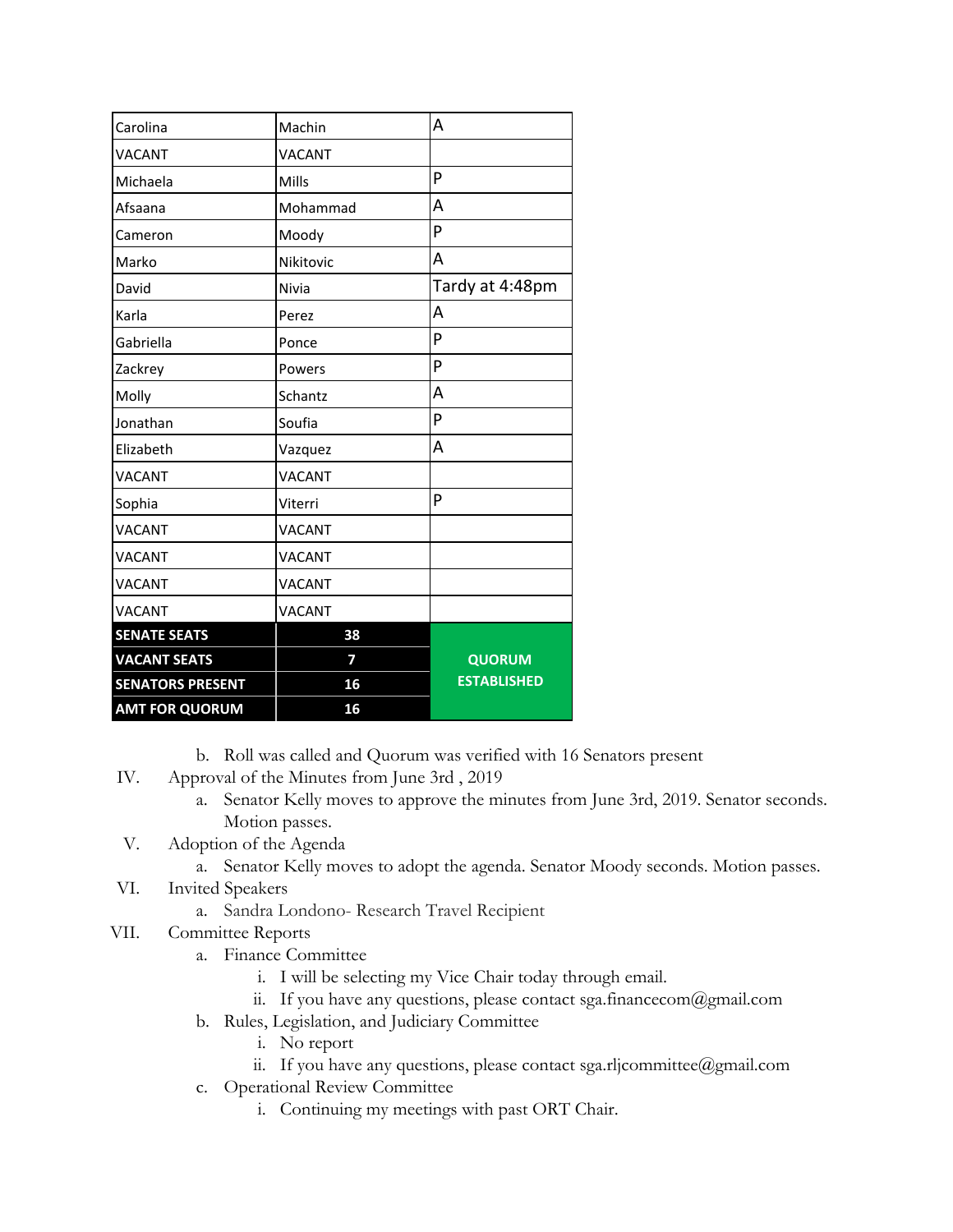| Carolina | Machin | A |
|---|---|---|
| VACANT | VACANT | |
| Michaela | Mills | P |
| Afsaana | Mohammad | A |
| Cameron | Moody | P |
| Marko | Nikitovic | A |
| David | Nivia | Tardy at 4:48pm |
| Karla | Perez | A |
| Gabriella | Ponce | P |
| Zackrey | Powers | P |
| Molly | Schantz | A |
| Jonathan | Soufia | P |
| Elizabeth | Vazquez | A |
| VACANT | VACANT | |
| Sophia | Viterri | P |
| VACANT | VACANT | |
| VACANT | VACANT | |
| VACANT | VACANT | |
| VACANT | VACANT | |
| **SENATE SEATS** | **38** | **QUORUM ESTABLISHED** |
| **VACANT SEATS** | **7** | |
| **SENATORS PRESENT** | **16** | |
| **AMT FOR QUORUM** | **16** | |

b. Roll was called and Quorum was verified with 16 Senators present

IV. Approval of the Minutes from June 3rd , 2019

a. Senator Kelly moves to approve the minutes from June 3rd, 2019. Senator seconds. Motion passes.

V. Adoption of the Agenda

a. Senator Kelly moves to adopt the agenda. Senator Moody seconds. Motion passes.

VI. Invited Speakers

a. Sandra Londono- Research Travel Recipient

VII. Committee Reports

a. Finance Committee

i. I will be selecting my Vice Chair today through email.

ii. If you have any questions, please contact sga.financecom@gmail.com

b. Rules, Legislation, and Judiciary Committee

i. No report

ii. If you have any questions, please contact sga.rljcommittee@gmail.com

c. Operational Review Committee

i. Continuing my meetings with past ORT Chair.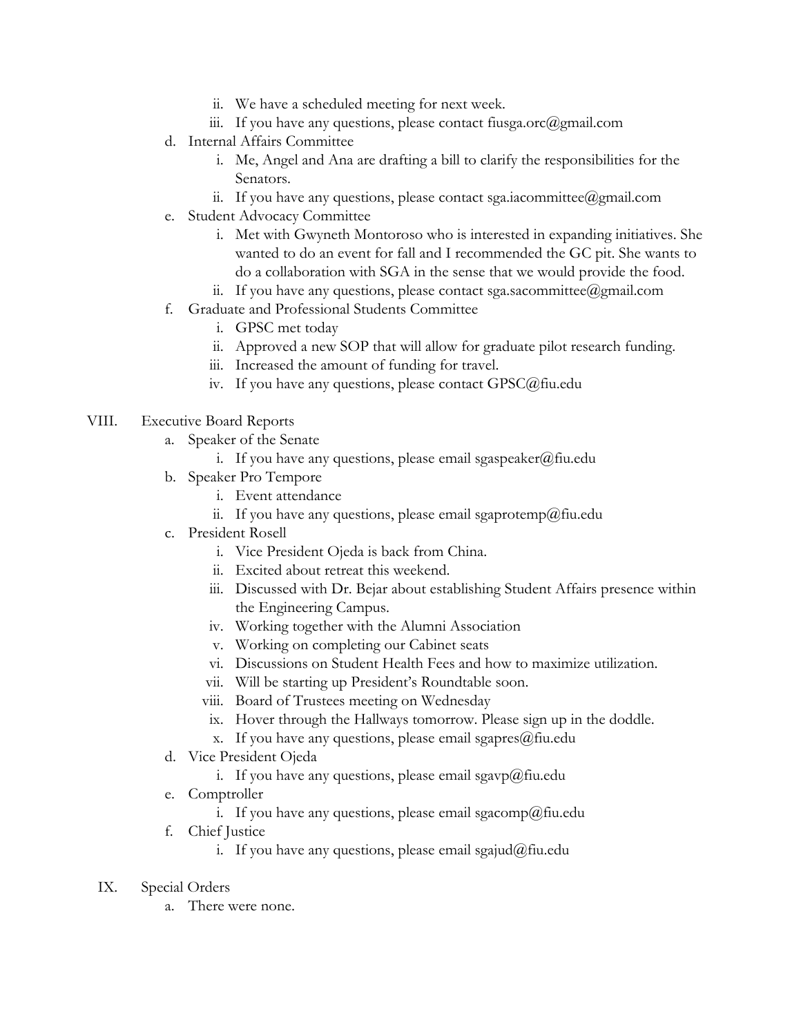- ii. We have a scheduled meeting for next week.
   - iii. If you have any questions, please contact fiusga.orc@gmail.com

- d. Internal Affairs Committee
   - i. Me, Angel and Ana are drafting a bill to clarify the responsibilities for the Senators.
   - ii. If you have any questions, please contact sga.iacommittee@gmail.com
- e. Student Advocacy Committee
   - i. Met with Gwyneth Montoroso who is interested in expanding initiatives. She wanted to do an event for fall and I recommended the GC pit. She wants to do a collaboration with SGA in the sense that we would provide the food.
   - ii. If you have any questions, please contact sga.sacommittee@gmail.com
- f. Graduate and Professional Students Committee
   - i. GPSC met today
   - ii. Approved a new SOP that will allow for graduate pilot research funding.
   - iii. Increased the amount of funding for travel.
   - iv. If you have any questions, please contact GPSC@fiu.edu

VIII. Executive Board Reports

- a. Speaker of the Senate
   - i. If you have any questions, please email sgaspeaker@fiu.edu
- b. Speaker Pro Tempore
   - i. Event attendance
   - ii. If you have any questions, please email sgaprotemp@fiu.edu
- c. President Rosell
   - i. Vice President Ojeda is back from China.
   - ii. Excited about retreat this weekend.
   - iii. Discussed with Dr. Bejar about establishing Student Affairs presence within the Engineering Campus.
   - iv. Working together with the Alumni Association
   - v. Working on completing our Cabinet seats
   - vi. Discussions on Student Health Fees and how to maximize utilization.
   - vii. Will be starting up President's Roundtable soon.
   - viii. Board of Trustees meeting on Wednesday
   - ix. Hover through the Hallways tomorrow. Please sign up in the doddle.
   - x. If you have any questions, please email sgapres@fiu.edu
- d. Vice President Ojeda
   - i. If you have any questions, please email sgavp@fiu.edu
- e. Comptroller
   - i. If you have any questions, please email sgacomp@fiu.edu
- f. Chief Justice
   - i. If you have any questions, please email sgajud@fiu.edu

IX. Special Orders

- a. There were none.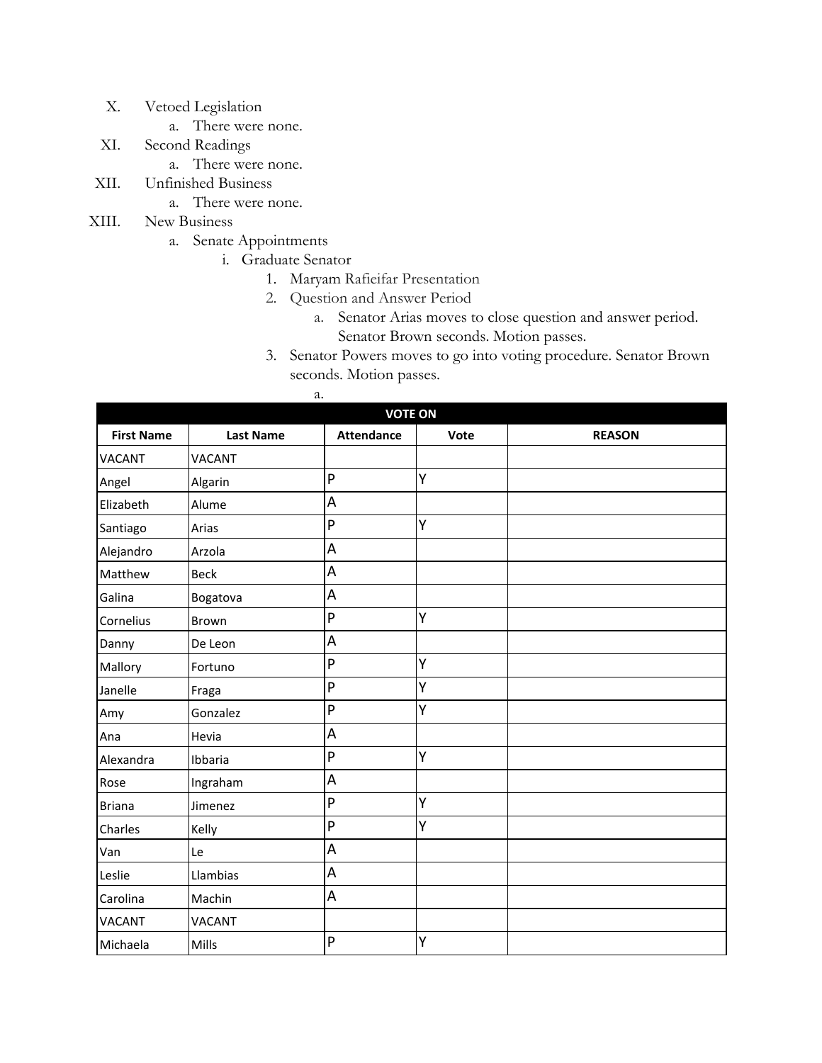X. Vetoed Legislation
   a. There were none.

XI. Second Readings
   a. There were none.

XII. Unfinished Business
   a. There were none.

XIII. New Business
   a. Senate Appointments
      i. Graduate Senator
         1. Maryam Rafieifar Presentation
         2. Question and Answer Period
            a. Senator Arias moves to close question and answer period. Senator Brown seconds. Motion passes.
         3. Senator Powers moves to go into voting procedure. Senator Brown seconds. Motion passes.
            a.

| VOTE ON | | | | |
|---|---|---|---|---|
| **First Name** | **Last Name** | **Attendance** | **Vote** | **REASON** |
| VACANT | VACANT | | | |
| Angel | Algarin | P | Y | |
| Elizabeth | Alume | A | | |
| Santiago | Arias | P | Y | |
| Alejandro | Arzola | A | | |
| Matthew | Beck | A | | |
| Galina | Bogatova | A | | |
| Cornelius | Brown | P | Y | |
| Danny | De Leon | A | | |
| Mallory | Fortuno | P | Y | |
| Janelle | Fraga | P | Y | |
| Amy | Gonzalez | P | Y | |
| Ana | Hevia | A | | |
| Alexandra | Ibbaria | P | Y | |
| Rose | Ingraham | A | | |
| Briana | Jimenez | P | Y | |
| Charles | Kelly | P | Y | |
| Van | Le | A | | |
| Leslie | Llambias | A | | |
| Carolina | Machin | A | | |
| VACANT | VACANT | | | |
| Michaela | Mills | P | Y | |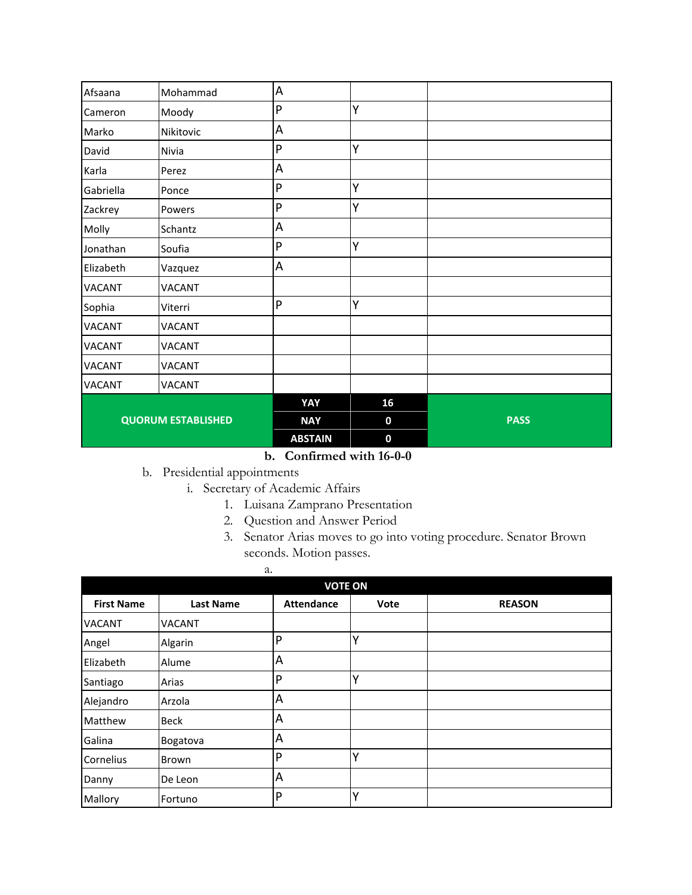| | | | | |
|---|---|---|---|---|
| Afsaana | Mohammad | A | | |
| Cameron | Moody | P | Y | |
| Marko | Nikitovic | A | | |
| David | Nivia | P | Y | |
| Karla | Perez | A | | |
| Gabriella | Ponce | P | Y | |
| Zackrey | Powers | P | Y | |
| Molly | Schantz | A | | |
| Jonathan | Soufia | P | Y | |
| Elizabeth | Vazquez | A | | |
| VACANT | VACANT | | | |
| Sophia | Viterri | P | Y | |
| VACANT | VACANT | | | |
| VACANT | VACANT | | | |
| VACANT | VACANT | | | |
| VACANT | VACANT | | | |
| QUORUM ESTABLISHED | | YAY | 16 | PASS |
| | | NAY | 0 | |
| | | ABSTAIN | 0 | |

**b. Confirmed with 16-0-0**

b. Presidential appointments
   i. Secretary of Academic Affairs
      1. Luisana Zamprano Presentation
      2. Question and Answer Period
      3. Senator Arias moves to go into voting procedure. Senator Brown seconds. Motion passes.
         a.

| VOTE ON | | | | |
|---|---|---|---|---|
| **First Name** | **Last Name** | **Attendance** | **Vote** | **REASON** |
| VACANT | VACANT | | | |
| Angel | Algarin | P | Y | |
| Elizabeth | Alume | A | | |
| Santiago | Arias | P | Y | |
| Alejandro | Arzola | A | | |
| Matthew | Beck | A | | |
| Galina | Bogatova | A | | |
| Cornelius | Brown | P | Y | |
| Danny | De Leon | A | | |
| Mallory | Fortuno | P | Y | |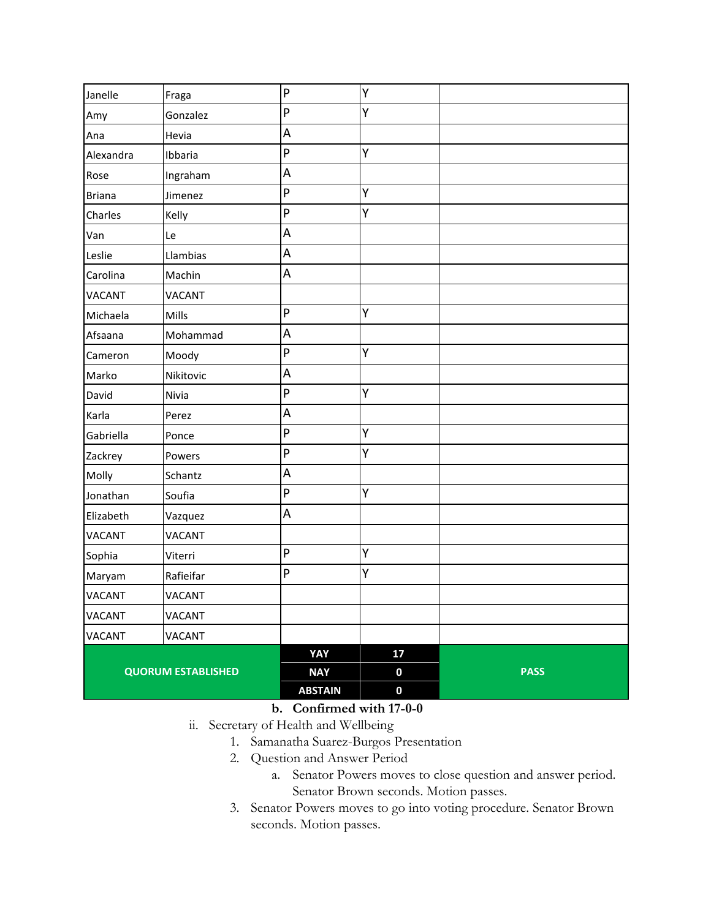| | | | | |
|---|---|---|---|---|
| Janelle | Fraga | P | Y | |
| Amy | Gonzalez | P | Y | |
| Ana | Hevia | A | | |
| Alexandra | Ibbaria | P | Y | |
| Rose | Ingraham | A | | |
| Briana | Jimenez | P | Y | |
| Charles | Kelly | P | Y | |
| Van | Le | A | | |
| Leslie | Llambias | A | | |
| Carolina | Machin | A | | |
| VACANT | VACANT | | | |
| Michaela | Mills | P | Y | |
| Afsaana | Mohammad | A | | |
| Cameron | Moody | P | Y | |
| Marko | Nikitovic | A | | |
| David | Nivia | P | Y | |
| Karla | Perez | A | | |
| Gabriella | Ponce | P | Y | |
| Zackrey | Powers | P | Y | |
| Molly | Schantz | A | | |
| Jonathan | Soufia | P | Y | |
| Elizabeth | Vazquez | A | | |
| VACANT | VACANT | | | |
| Sophia | Viterri | P | Y | |
| Maryam | Rafieifar | P | Y | |
| VACANT | VACANT | | | |
| VACANT | VACANT | | | |
| VACANT | VACANT | | | |
| **QUORUM ESTABLISHED** | | **YAY** | **17** | **PASS** |
| | | **NAY** | **0** | |
| | | **ABSTAIN** | **0** | |

b. **Confirmed with 17-0-0**

ii. Secretary of Health and Wellbeing

1. Samanatha Suarez-Burgos Presentation
2. Question and Answer Period
   a. Senator Powers moves to close question and answer period. Senator Brown seconds. Motion passes.
3. Senator Powers moves to go into voting procedure. Senator Brown seconds. Motion passes.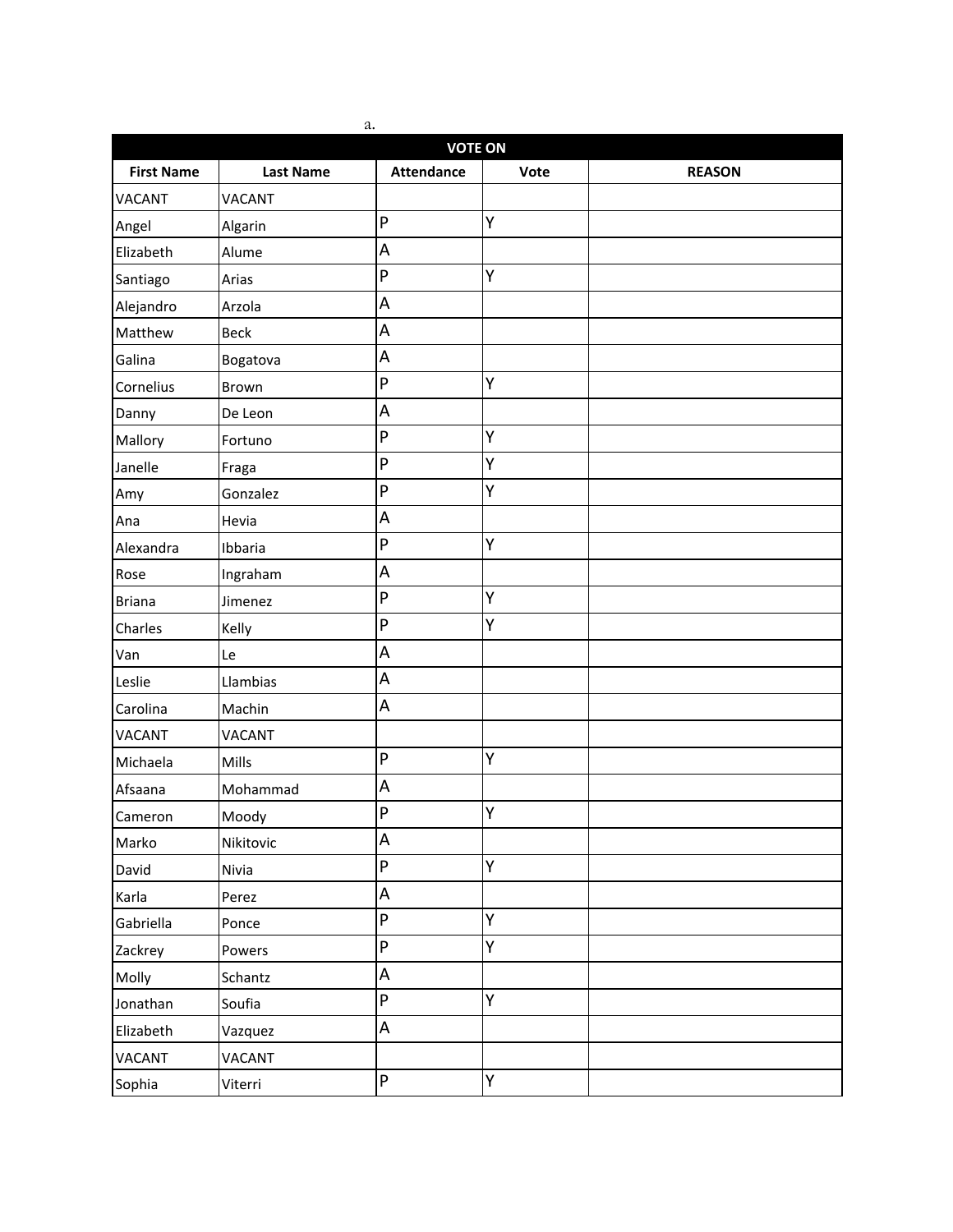a.

| VOTE ON | | | | |
|---|---|---|---|---|
| **First Name** | **Last Name** | **Attendance** | **Vote** | **REASON** |
| VACANT | VACANT | | | |
| Angel | Algarin | P | Y | |
| Elizabeth | Alume | A | | |
| Santiago | Arias | P | Y | |
| Alejandro | Arzola | A | | |
| Matthew | Beck | A | | |
| Galina | Bogatova | A | | |
| Cornelius | Brown | P | Y | |
| Danny | De Leon | A | | |
| Mallory | Fortuno | P | Y | |
| Janelle | Fraga | P | Y | |
| Amy | Gonzalez | P | Y | |
| Ana | Hevia | A | | |
| Alexandra | Ibbaria | P | Y | |
| Rose | Ingraham | A | | |
| Briana | Jimenez | P | Y | |
| Charles | Kelly | P | Y | |
| Van | Le | A | | |
| Leslie | Llambias | A | | |
| Carolina | Machin | A | | |
| VACANT | VACANT | | | |
| Michaela | Mills | P | Y | |
| Afsaana | Mohammad | A | | |
| Cameron | Moody | P | Y | |
| Marko | Nikitovic | A | | |
| David | Nivia | P | Y | |
| Karla | Perez | A | | |
| Gabriella | Ponce | P | Y | |
| Zackrey | Powers | P | Y | |
| Molly | Schantz | A | | |
| Jonathan | Soufia | P | Y | |
| Elizabeth | Vazquez | A | | |
| VACANT | VACANT | | | |
| Sophia | Viterri | P | Y | |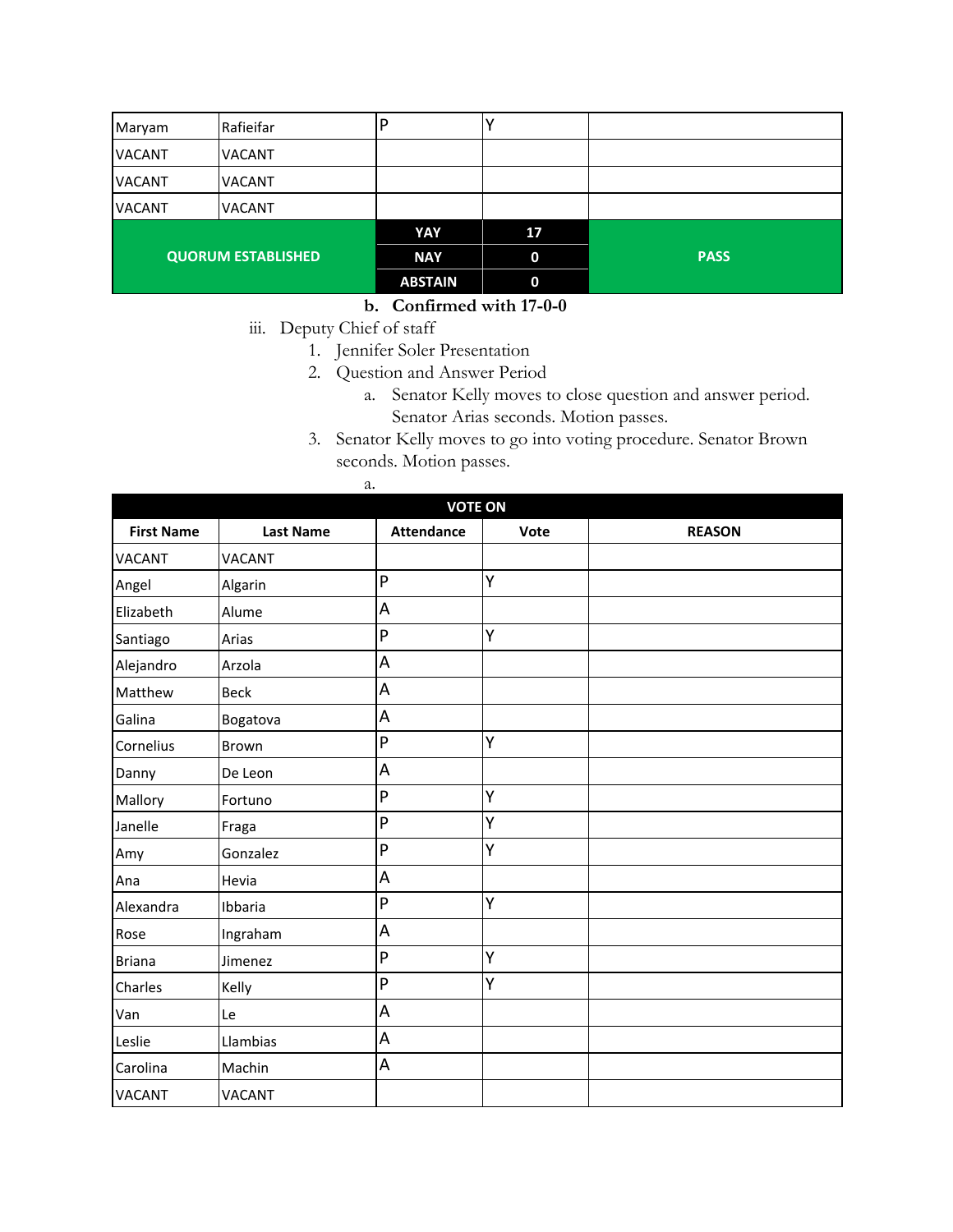| | | | | |
|---|---|---|---|---|
| Maryam | Rafieifar | P | Y | |
| VACANT | VACANT | | | |
| VACANT | VACANT | | | |
| VACANT | VACANT | | | |
| QUORUM ESTABLISHED | | YAY | 17 | PASS |
| | | NAY | 0 | |
| | | ABSTAIN | 0 | |

b. **Confirmed with 17-0-0**

iii. Deputy Chief of staff

1. Jennifer Soler Presentation
2. Question and Answer Period
   a. Senator Kelly moves to close question and answer period. Senator Arias seconds. Motion passes.
3. Senator Kelly moves to go into voting procedure. Senator Brown seconds. Motion passes.
   a.

| VOTE ON | | | | |
|---|---|---|---|---|
| **First Name** | **Last Name** | **Attendance** | **Vote** | **REASON** |
| VACANT | VACANT | | | |
| Angel | Algarin | P | Y | |
| Elizabeth | Alume | A | | |
| Santiago | Arias | P | Y | |
| Alejandro | Arzola | A | | |
| Matthew | Beck | A | | |
| Galina | Bogatova | A | | |
| Cornelius | Brown | P | Y | |
| Danny | De Leon | A | | |
| Mallory | Fortuno | P | Y | |
| Janelle | Fraga | P | Y | |
| Amy | Gonzalez | P | Y | |
| Ana | Hevia | A | | |
| Alexandra | Ibbaria | P | Y | |
| Rose | Ingraham | A | | |
| Briana | Jimenez | P | Y | |
| Charles | Kelly | P | Y | |
| Van | Le | A | | |
| Leslie | Llambias | A | | |
| Carolina | Machin | A | | |
| VACANT | VACANT | | | |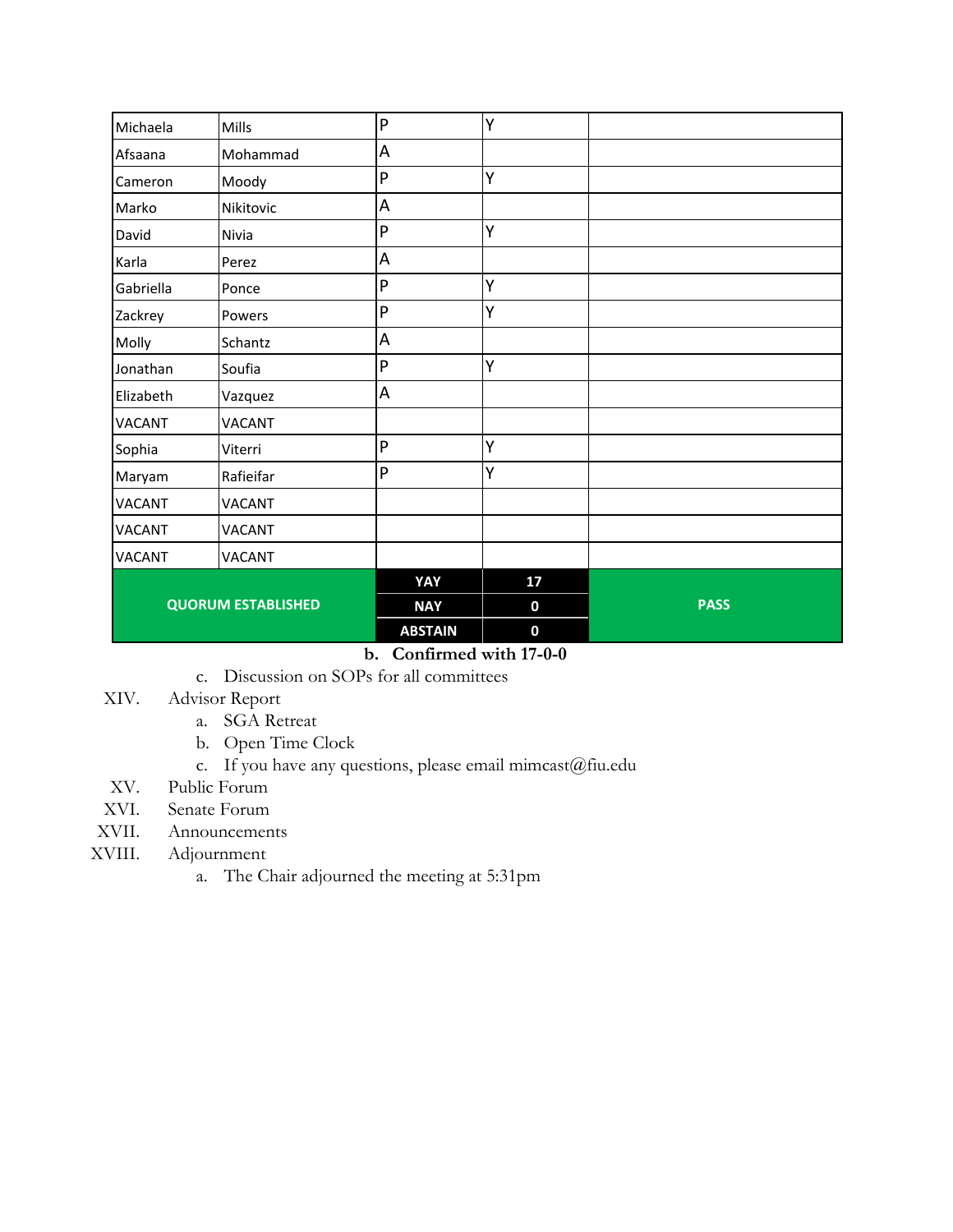| | | | | |
|---|---|---|---|---|
| Michaela | Mills | P | Y | |
| Afsaana | Mohammad | A | | |
| Cameron | Moody | P | Y | |
| Marko | Nikitovic | A | | |
| David | Nivia | P | Y | |
| Karla | Perez | A | | |
| Gabriella | Ponce | P | Y | |
| Zackrey | Powers | P | Y | |
| Molly | Schantz | A | | |
| Jonathan | Soufia | P | Y | |
| Elizabeth | Vazquez | A | | |
| VACANT | VACANT | | | |
| Sophia | Viterri | P | Y | |
| Maryam | Rafieifar | P | Y | |
| VACANT | VACANT | | | |
| VACANT | VACANT | | | |
| VACANT | VACANT | | | |
| **QUORUM ESTABLISHED** | | **YAY** | **17** | **PASS** |
| | | **NAY** | **0** | |
| | | **ABSTAIN** | **0** | |

b. **Confirmed with 17-0-0**

c. Discussion on SOPs for all committees

XIV. Advisor Report

a. SGA Retreat

b. Open Time Clock

c. If you have any questions, please email mimcast@fiu.edu

XV. Public Forum

XVI. Senate Forum

XVII. Announcements

XVIII. Adjournment

a. The Chair adjourned the meeting at 5:31pm